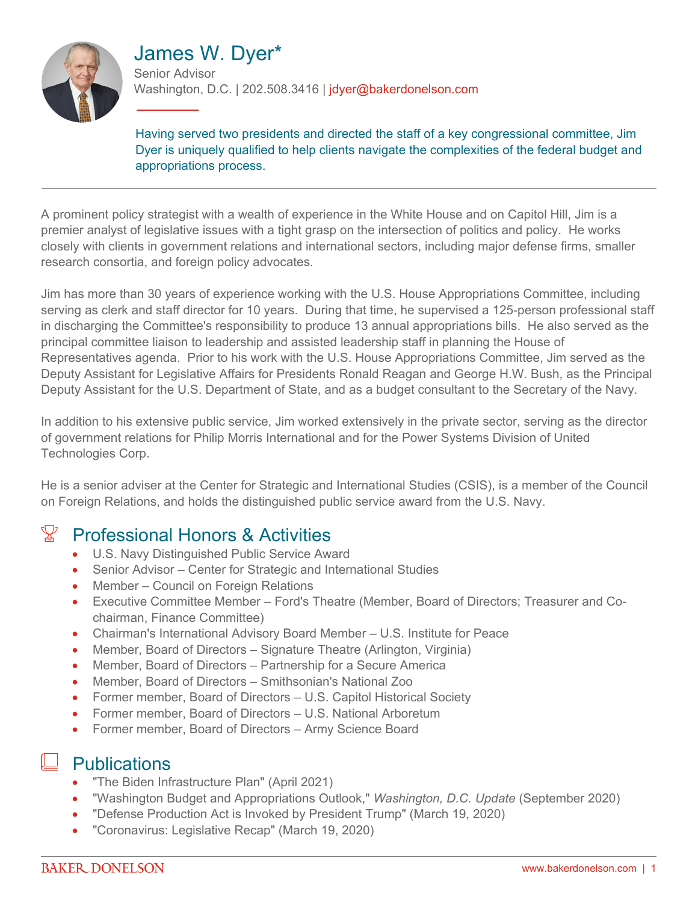# James W. Dyer*

Senior Advisor
Washington, D.C. | 202.508.3416 | jdyer@bakerdonelson.com

Having served two presidents and directed the staff of a key congressional committee, Jim Dyer is uniquely qualified to help clients navigate the complexities of the federal budget and appropriations process.

---

A prominent policy strategist with a wealth of experience in the White House and on Capitol Hill, Jim is a premier analyst of legislative issues with a tight grasp on the intersection of politics and policy. He works closely with clients in government relations and international sectors, including major defense firms, smaller research consortia, and foreign policy advocates.

Jim has more than 30 years of experience working with the U.S. House Appropriations Committee, including serving as clerk and staff director for 10 years. During that time, he supervised a 125-person professional staff in discharging the Committee's responsibility to produce 13 annual appropriations bills. He also served as the principal committee liaison to leadership and assisted leadership staff in planning the House of Representatives agenda. Prior to his work with the U.S. House Appropriations Committee, Jim served as the Deputy Assistant for Legislative Affairs for Presidents Ronald Reagan and George H.W. Bush, as the Principal Deputy Assistant for the U.S. Department of State, and as a budget consultant to the Secretary of the Navy.

In addition to his extensive public service, Jim worked extensively in the private sector, serving as the director of government relations for Philip Morris International and for the Power Systems Division of United Technologies Corp.

He is a senior adviser at the Center for Strategic and International Studies (CSIS), is a member of the Council on Foreign Relations, and holds the distinguished public service award from the U.S. Navy.

## Professional Honors & Activities

- U.S. Navy Distinguished Public Service Award
- Senior Advisor – Center for Strategic and International Studies
- Member – Council on Foreign Relations
- Executive Committee Member – Ford's Theatre (Member, Board of Directors; Treasurer and Co-chairman, Finance Committee)
- Chairman's International Advisory Board Member – U.S. Institute for Peace
- Member, Board of Directors – Signature Theatre (Arlington, Virginia)
- Member, Board of Directors – Partnership for a Secure America
- Member, Board of Directors – Smithsonian's National Zoo
- Former member, Board of Directors – U.S. Capitol Historical Society
- Former member, Board of Directors – U.S. National Arboretum
- Former member, Board of Directors – Army Science Board

## Publications

- "The Biden Infrastructure Plan" (April 2021)
- "Washington Budget and Appropriations Outlook," *Washington, D.C. Update* (September 2020)
- "Defense Production Act is Invoked by President Trump" (March 19, 2020)
- "Coronavirus: Legislative Recap" (March 19, 2020)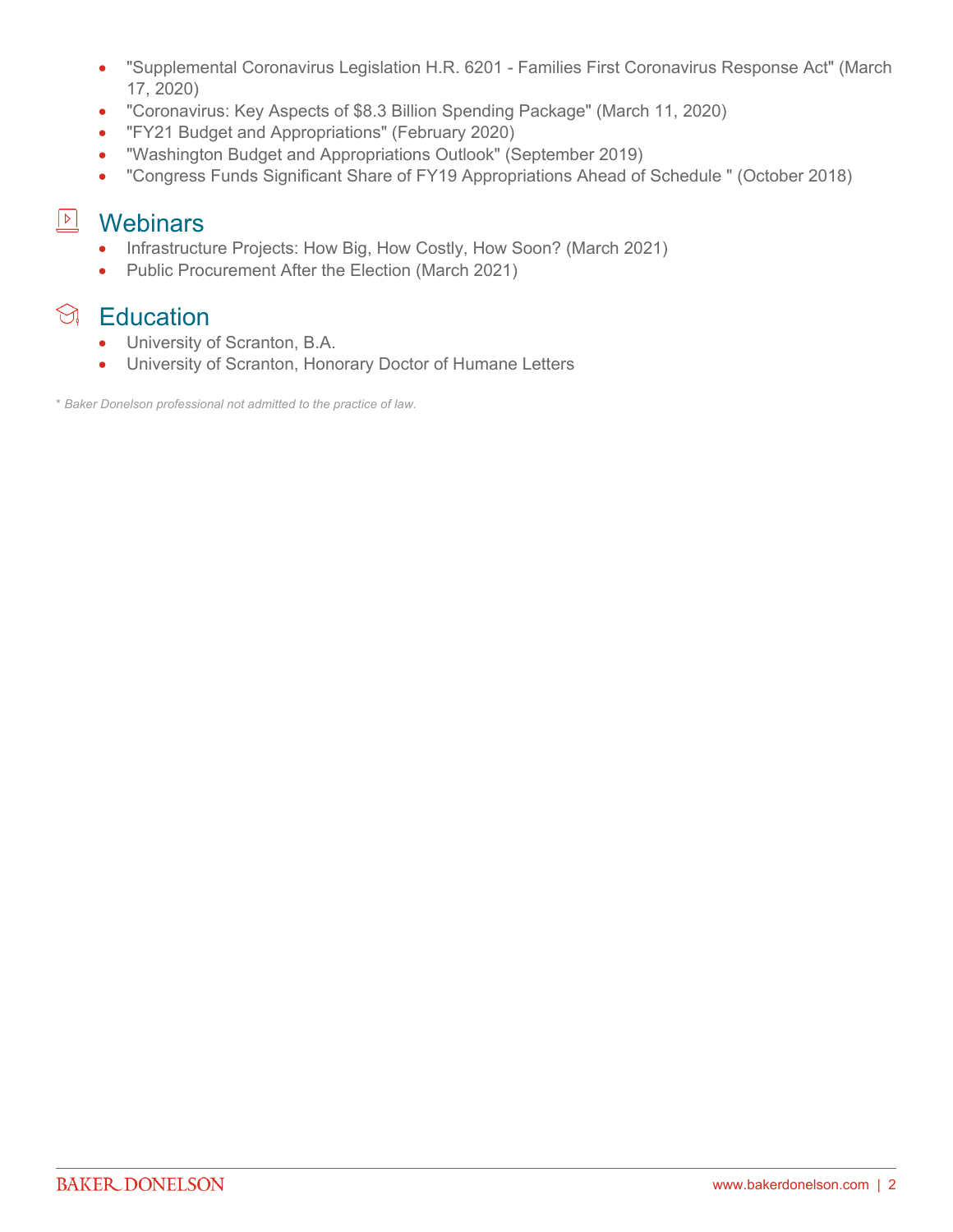- "Supplemental Coronavirus Legislation H.R. 6201 - Families First Coronavirus Response Act" (March 17, 2020)
- "Coronavirus: Key Aspects of $8.3 Billion Spending Package" (March 11, 2020)
- "FY21 Budget and Appropriations" (February 2020)
- "Washington Budget and Appropriations Outlook" (September 2019)
- "Congress Funds Significant Share of FY19 Appropriations Ahead of Schedule " (October 2018)

## Webinars

- Infrastructure Projects: How Big, How Costly, How Soon? (March 2021)
- Public Procurement After the Election (March 2021)

## Education

- University of Scranton, B.A.
- University of Scranton, Honorary Doctor of Humane Letters

*\* Baker Donelson professional not admitted to the practice of law.*